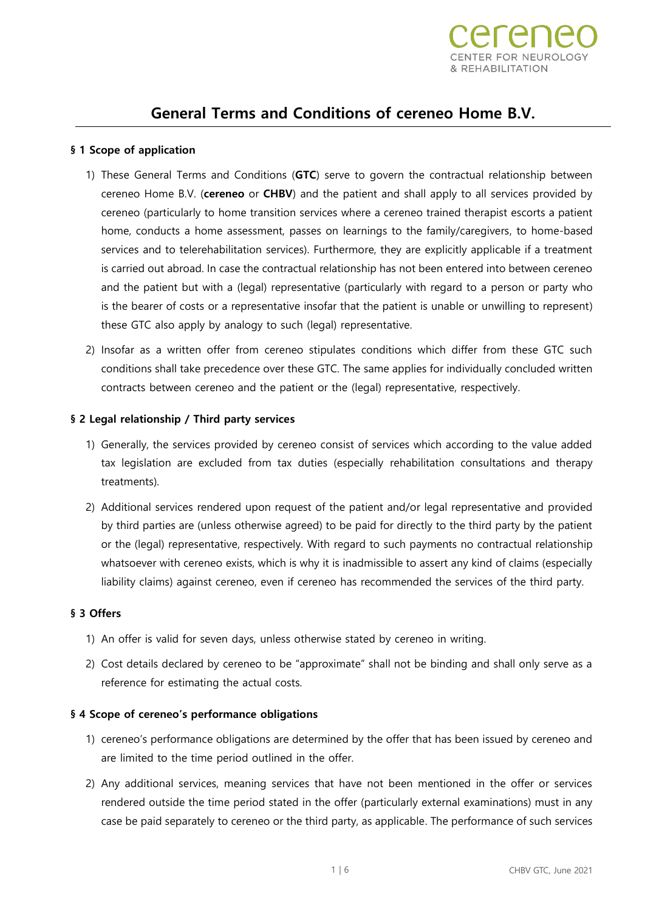# General Terms and Conditions of cereneo Home B.V.

**§ 1 Scope of application**

1) These General Terms and Conditions (**GTC**) serve to govern the contractual relationship between cereneo Home B.V. (**cereneo** or **CHBV**) and the patient and shall apply to all services provided by cereneo (particularly to home transition services where a cereneo trained therapist escorts a patient home, conducts a home assessment, passes on learnings to the family/caregivers, to home-based services and to telerehabilitation services). Furthermore, they are explicitly applicable if a treatment is carried out abroad. In case the contractual relationship has not been entered into between cereneo and the patient but with a (legal) representative (particularly with regard to a person or party who is the bearer of costs or a representative insofar that the patient is unable or unwilling to represent) these GTC also apply by analogy to such (legal) representative.

2) Insofar as a written offer from cereneo stipulates conditions which differ from these GTC such conditions shall take precedence over these GTC. The same applies for individually concluded written contracts between cereneo and the patient or the (legal) representative, respectively.

**§ 2 Legal relationship / Third party services**

1) Generally, the services provided by cereneo consist of services which according to the value added tax legislation are excluded from tax duties (especially rehabilitation consultations and therapy treatments).

2) Additional services rendered upon request of the patient and/or legal representative and provided by third parties are (unless otherwise agreed) to be paid for directly to the third party by the patient or the (legal) representative, respectively. With regard to such payments no contractual relationship whatsoever with cereneo exists, which is why it is inadmissible to assert any kind of claims (especially liability claims) against cereneo, even if cereneo has recommended the services of the third party.

**§ 3 Offers**

1) An offer is valid for seven days, unless otherwise stated by cereneo in writing.

2) Cost details declared by cereneo to be "approximate" shall not be binding and shall only serve as a reference for estimating the actual costs.

**§ 4 Scope of cereneo's performance obligations**

1) cereneo's performance obligations are determined by the offer that has been issued by cereneo and are limited to the time period outlined in the offer.

2) Any additional services, meaning services that have not been mentioned in the offer or services rendered outside the time period stated in the offer (particularly external examinations) must in any case be paid separately to cereneo or the third party, as applicable. The performance of such services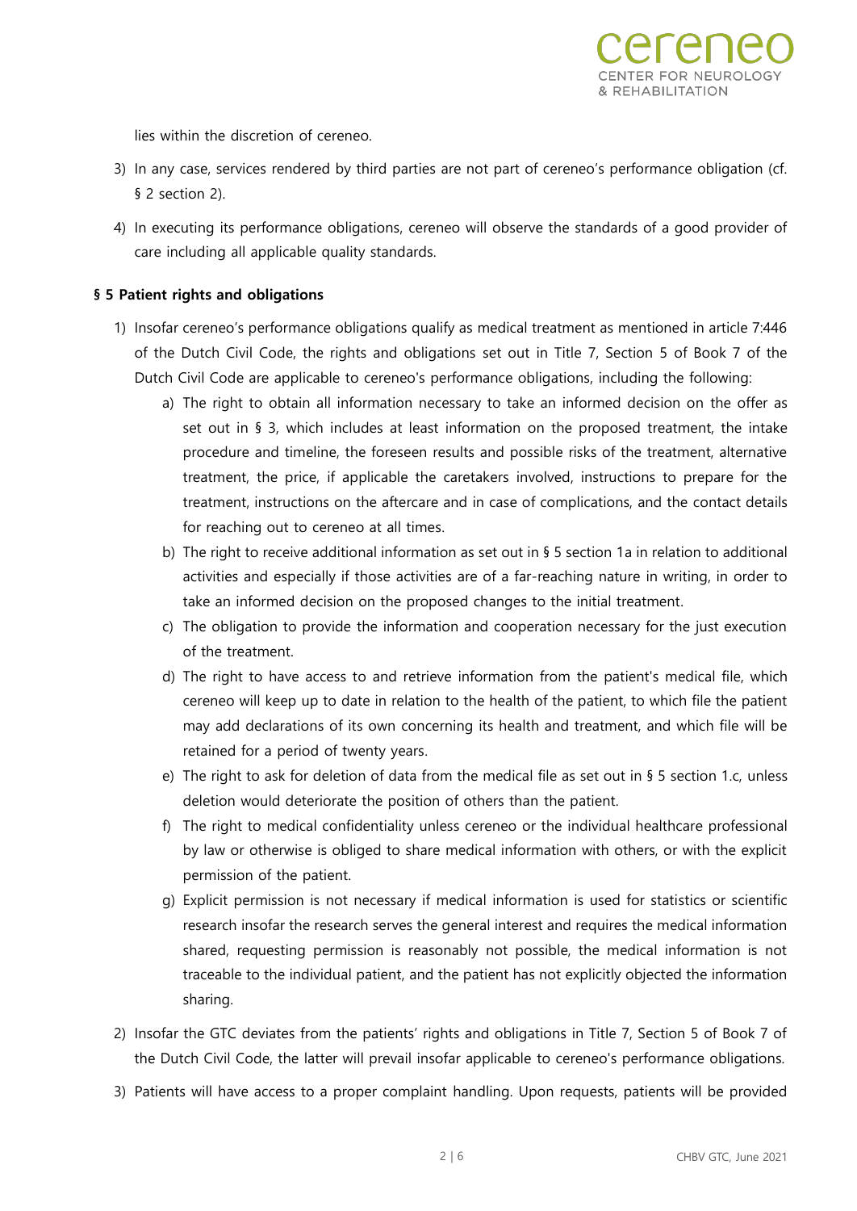lies within the discretion of cereneo.

3) In any case, services rendered by third parties are not part of cereneo's performance obligation (cf. § 2 section 2).

4) In executing its performance obligations, cereneo will observe the standards of a good provider of care including all applicable quality standards.

**§ 5 Patient rights and obligations**

1) Insofar cereneo's performance obligations qualify as medical treatment as mentioned in article 7:446 of the Dutch Civil Code, the rights and obligations set out in Title 7, Section 5 of Book 7 of the Dutch Civil Code are applicable to cereneo's performance obligations, including the following:

   a) The right to obtain all information necessary to take an informed decision on the offer as set out in § 3, which includes at least information on the proposed treatment, the intake procedure and timeline, the foreseen results and possible risks of the treatment, alternative treatment, the price, if applicable the caretakers involved, instructions to prepare for the treatment, instructions on the aftercare and in case of complications, and the contact details for reaching out to cereneo at all times.

   b) The right to receive additional information as set out in § 5 section 1a in relation to additional activities and especially if those activities are of a far-reaching nature in writing, in order to take an informed decision on the proposed changes to the initial treatment.

   c) The obligation to provide the information and cooperation necessary for the just execution of the treatment.

   d) The right to have access to and retrieve information from the patient's medical file, which cereneo will keep up to date in relation to the health of the patient, to which file the patient may add declarations of its own concerning its health and treatment, and which file will be retained for a period of twenty years.

   e) The right to ask for deletion of data from the medical file as set out in § 5 section 1.c, unless deletion would deteriorate the position of others than the patient.

   f) The right to medical confidentiality unless cereneo or the individual healthcare professional by law or otherwise is obliged to share medical information with others, or with the explicit permission of the patient.

   g) Explicit permission is not necessary if medical information is used for statistics or scientific research insofar the research serves the general interest and requires the medical information shared, requesting permission is reasonably not possible, the medical information is not traceable to the individual patient, and the patient has not explicitly objected the information sharing.

2) Insofar the GTC deviates from the patients' rights and obligations in Title 7, Section 5 of Book 7 of the Dutch Civil Code, the latter will prevail insofar applicable to cereneo's performance obligations.

3) Patients will have access to a proper complaint handling. Upon requests, patients will be provided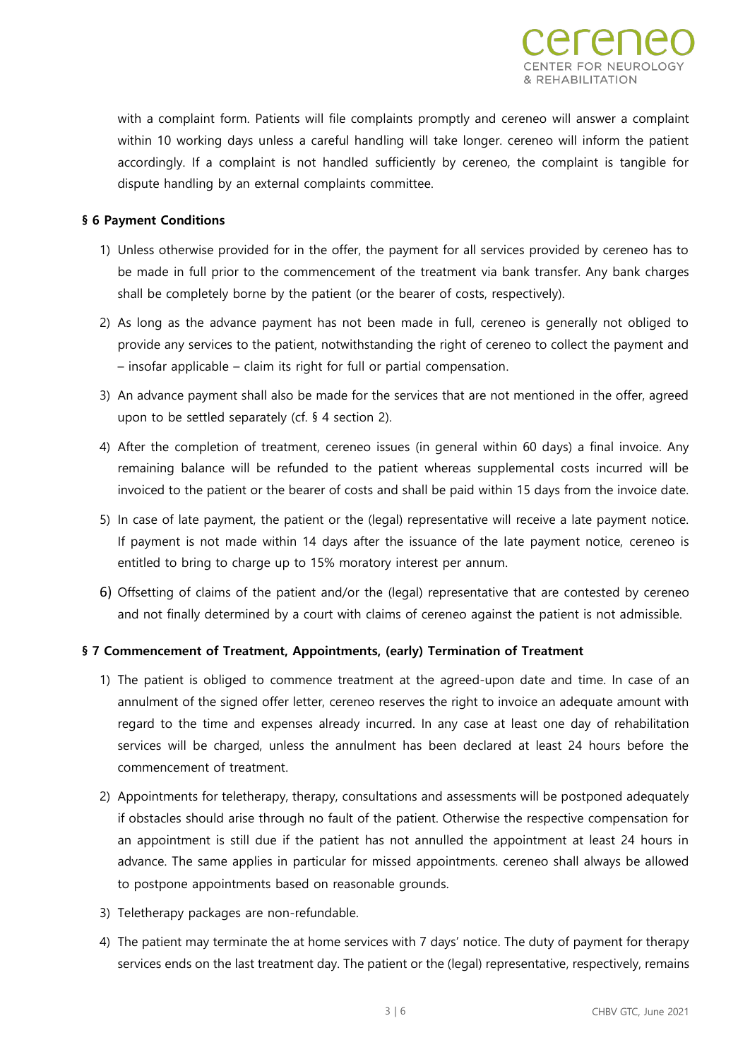with a complaint form. Patients will file complaints promptly and cereneo will answer a complaint within 10 working days unless a careful handling will take longer. cereneo will inform the patient accordingly. If a complaint is not handled sufficiently by cereneo, the complaint is tangible for dispute handling by an external complaints committee.

**§ 6 Payment Conditions**

1) Unless otherwise provided for in the offer, the payment for all services provided by cereneo has to be made in full prior to the commencement of the treatment via bank transfer. Any bank charges shall be completely borne by the patient (or the bearer of costs, respectively).

2) As long as the advance payment has not been made in full, cereneo is generally not obliged to provide any services to the patient, notwithstanding the right of cereneo to collect the payment and – insofar applicable – claim its right for full or partial compensation.

3) An advance payment shall also be made for the services that are not mentioned in the offer, agreed upon to be settled separately (cf. § 4 section 2).

4) After the completion of treatment, cereneo issues (in general within 60 days) a final invoice. Any remaining balance will be refunded to the patient whereas supplemental costs incurred will be invoiced to the patient or the bearer of costs and shall be paid within 15 days from the invoice date.

5) In case of late payment, the patient or the (legal) representative will receive a late payment notice. If payment is not made within 14 days after the issuance of the late payment notice, cereneo is entitled to bring to charge up to 15% moratory interest per annum.

6) Offsetting of claims of the patient and/or the (legal) representative that are contested by cereneo and not finally determined by a court with claims of cereneo against the patient is not admissible.

**§ 7 Commencement of Treatment, Appointments, (early) Termination of Treatment**

1) The patient is obliged to commence treatment at the agreed-upon date and time. In case of an annulment of the signed offer letter, cereneo reserves the right to invoice an adequate amount with regard to the time and expenses already incurred. In any case at least one day of rehabilitation services will be charged, unless the annulment has been declared at least 24 hours before the commencement of treatment.

2) Appointments for teletherapy, therapy, consultations and assessments will be postponed adequately if obstacles should arise through no fault of the patient. Otherwise the respective compensation for an appointment is still due if the patient has not annulled the appointment at least 24 hours in advance. The same applies in particular for missed appointments. cereneo shall always be allowed to postpone appointments based on reasonable grounds.

3) Teletherapy packages are non-refundable.

4) The patient may terminate the at home services with 7 days' notice. The duty of payment for therapy services ends on the last treatment day. The patient or the (legal) representative, respectively, remains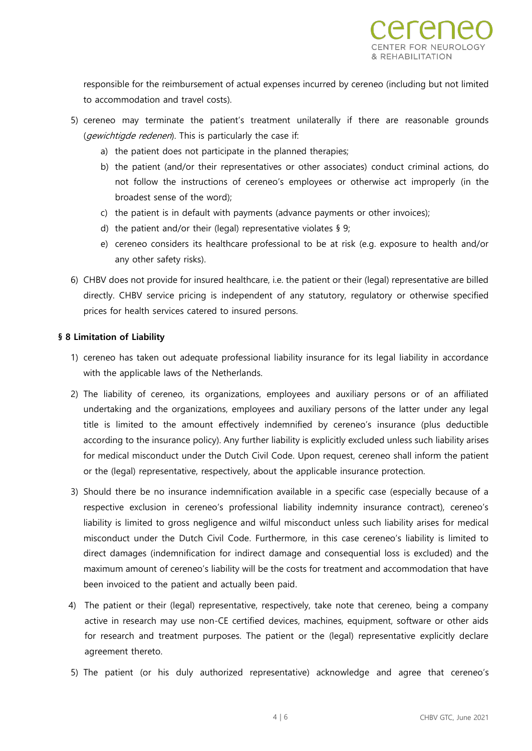responsible for the reimbursement of actual expenses incurred by cereneo (including but not limited to accommodation and travel costs).

5) cereneo may terminate the patient's treatment unilaterally if there are reasonable grounds (*gewichtigde redenen*). This is particularly the case if:
   a) the patient does not participate in the planned therapies;
   b) the patient (and/or their representatives or other associates) conduct criminal actions, do not follow the instructions of cereneo's employees or otherwise act improperly (in the broadest sense of the word);
   c) the patient is in default with payments (advance payments or other invoices);
   d) the patient and/or their (legal) representative violates § 9;
   e) cereneo considers its healthcare professional to be at risk (e.g. exposure to health and/or any other safety risks).
6) CHBV does not provide for insured healthcare, i.e. the patient or their (legal) representative are billed directly. CHBV service pricing is independent of any statutory, regulatory or otherwise specified prices for health services catered to insured persons.

**§ 8 Limitation of Liability**

1) cereneo has taken out adequate professional liability insurance for its legal liability in accordance with the applicable laws of the Netherlands.
2) The liability of cereneo, its organizations, employees and auxiliary persons or of an affiliated undertaking and the organizations, employees and auxiliary persons of the latter under any legal title is limited to the amount effectively indemnified by cereneo's insurance (plus deductible according to the insurance policy). Any further liability is explicitly excluded unless such liability arises for medical misconduct under the Dutch Civil Code. Upon request, cereneo shall inform the patient or the (legal) representative, respectively, about the applicable insurance protection.
3) Should there be no insurance indemnification available in a specific case (especially because of a respective exclusion in cereneo's professional liability indemnity insurance contract), cereneo's liability is limited to gross negligence and wilful misconduct unless such liability arises for medical misconduct under the Dutch Civil Code. Furthermore, in this case cereneo's liability is limited to direct damages (indemnification for indirect damage and consequential loss is excluded) and the maximum amount of cereneo's liability will be the costs for treatment and accommodation that have been invoiced to the patient and actually been paid.
4) The patient or their (legal) representative, respectively, take note that cereneo, being a company active in research may use non-CE certified devices, machines, equipment, software or other aids for research and treatment purposes. The patient or the (legal) representative explicitly declare agreement thereto.
5) The patient (or his duly authorized representative) acknowledge and agree that cereneo's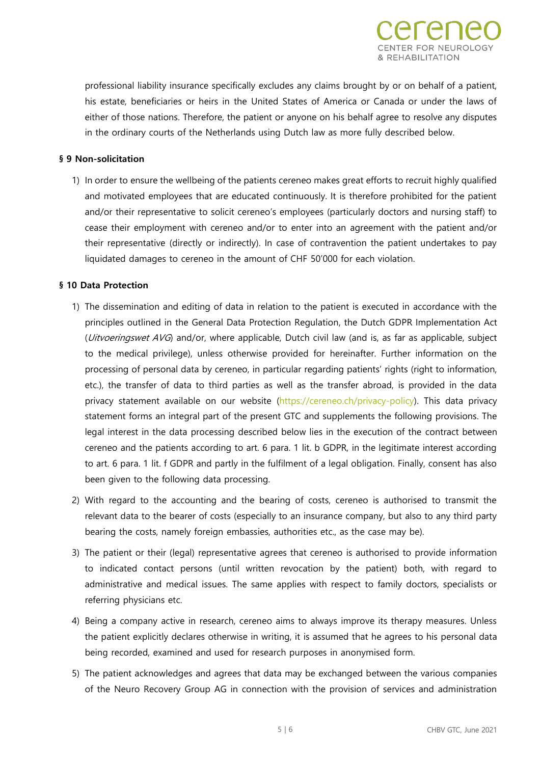professional liability insurance specifically excludes any claims brought by or on behalf of a patient, his estate, beneficiaries or heirs in the United States of America or Canada or under the laws of either of those nations. Therefore, the patient or anyone on his behalf agree to resolve any disputes in the ordinary courts of the Netherlands using Dutch law as more fully described below.

**§ 9 Non-solicitation**

1) In order to ensure the wellbeing of the patients cereneo makes great efforts to recruit highly qualified and motivated employees that are educated continuously. It is therefore prohibited for the patient and/or their representative to solicit cereneo's employees (particularly doctors and nursing staff) to cease their employment with cereneo and/or to enter into an agreement with the patient and/or their representative (directly or indirectly). In case of contravention the patient undertakes to pay liquidated damages to cereneo in the amount of CHF 50'000 for each violation.

**§ 10 Data Protection**

1) The dissemination and editing of data in relation to the patient is executed in accordance with the principles outlined in the General Data Protection Regulation, the Dutch GDPR Implementation Act (*Uitvoeringswet AVG*) and/or, where applicable, Dutch civil law (and is, as far as applicable, subject to the medical privilege), unless otherwise provided for hereinafter. Further information on the processing of personal data by cereneo, in particular regarding patients' rights (right to information, etc.), the transfer of data to third parties as well as the transfer abroad, is provided in the data privacy statement available on our website (https://cereneo.ch/privacy-policy). This data privacy statement forms an integral part of the present GTC and supplements the following provisions. The legal interest in the data processing described below lies in the execution of the contract between cereneo and the patients according to art. 6 para. 1 lit. b GDPR, in the legitimate interest according to art. 6 para. 1 lit. f GDPR and partly in the fulfilment of a legal obligation. Finally, consent has also been given to the following data processing.

2) With regard to the accounting and the bearing of costs, cereneo is authorised to transmit the relevant data to the bearer of costs (especially to an insurance company, but also to any third party bearing the costs, namely foreign embassies, authorities etc., as the case may be).

3) The patient or their (legal) representative agrees that cereneo is authorised to provide information to indicated contact persons (until written revocation by the patient) both, with regard to administrative and medical issues. The same applies with respect to family doctors, specialists or referring physicians etc.

4) Being a company active in research, cereneo aims to always improve its therapy measures. Unless the patient explicitly declares otherwise in writing, it is assumed that he agrees to his personal data being recorded, examined and used for research purposes in anonymised form.

5) The patient acknowledges and agrees that data may be exchanged between the various companies of the Neuro Recovery Group AG in connection with the provision of services and administration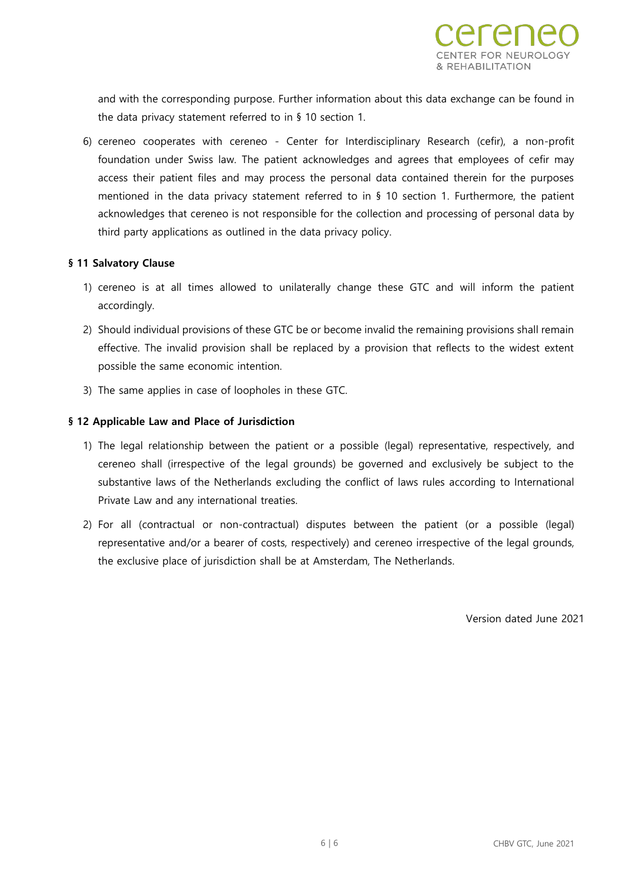and with the corresponding purpose. Further information about this data exchange can be found in the data privacy statement referred to in § 10 section 1.

6) cereneo cooperates with cereneo - Center for Interdisciplinary Research (cefir), a non-profit foundation under Swiss law. The patient acknowledges and agrees that employees of cefir may access their patient files and may process the personal data contained therein for the purposes mentioned in the data privacy statement referred to in § 10 section 1. Furthermore, the patient acknowledges that cereneo is not responsible for the collection and processing of personal data by third party applications as outlined in the data privacy policy.

**§ 11 Salvatory Clause**

1) cereneo is at all times allowed to unilaterally change these GTC and will inform the patient accordingly.
2) Should individual provisions of these GTC be or become invalid the remaining provisions shall remain effective. The invalid provision shall be replaced by a provision that reflects to the widest extent possible the same economic intention.
3) The same applies in case of loopholes in these GTC.

**§ 12 Applicable Law and Place of Jurisdiction**

1) The legal relationship between the patient or a possible (legal) representative, respectively, and cereneo shall (irrespective of the legal grounds) be governed and exclusively be subject to the substantive laws of the Netherlands excluding the conflict of laws rules according to International Private Law and any international treaties.
2) For all (contractual or non-contractual) disputes between the patient (or a possible (legal) representative and/or a bearer of costs, respectively) and cereneo irrespective of the legal grounds, the exclusive place of jurisdiction shall be at Amsterdam, The Netherlands.

Version dated June 2021